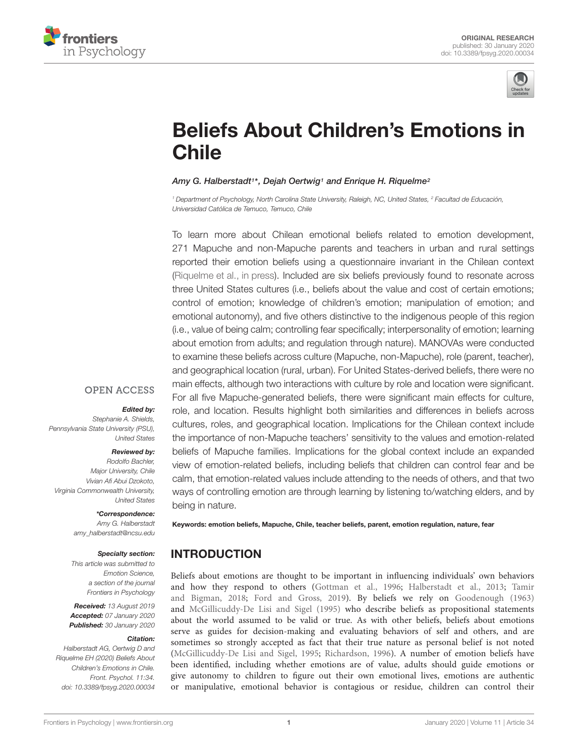ORIGINAL RESEARCH
published: 30 January 2020
doi: 10.3389/fpsyg.2020.00034

# Beliefs About Children's Emotions in Chile

*Amy G. Halberstadt[1]\*, Dejah Oertwig[1] and Enrique H. Riquelme[2]*

[1] Department of Psychology, North Carolina State University, Raleigh, NC, United States, [2] Facultad de Educación, Universidad Católica de Temuco, Temuco, Chile

To learn more about Chilean emotional beliefs related to emotion development, 271 Mapuche and non-Mapuche parents and teachers in urban and rural settings reported their emotion beliefs using a questionnaire invariant in the Chilean context (Riquelme et al., in press). Included are six beliefs previously found to resonate across three United States cultures (i.e., beliefs about the value and cost of certain emotions; control of emotion; knowledge of children's emotion; manipulation of emotion; and emotional autonomy), and five others distinctive to the indigenous people of this region (i.e., value of being calm; controlling fear specifically; interpersonality of emotion; learning about emotion from adults; and regulation through nature). MANOVAs were conducted to examine these beliefs across culture (Mapuche, non-Mapuche), role (parent, teacher), and geographical location (rural, urban). For United States-derived beliefs, there were no main effects, although two interactions with culture by role and location were significant. For all five Mapuche-generated beliefs, there were significant main effects for culture, role, and location. Results highlight both similarities and differences in beliefs across cultures, roles, and geographical location. Implications for the Chilean context include the importance of non-Mapuche teachers' sensitivity to the values and emotion-related beliefs of Mapuche families. Implications for the global context include an expanded view of emotion-related beliefs, including beliefs that children can control fear and be calm, that emotion-related values include attending to the needs of others, and that two ways of controlling emotion are through learning by listening to/watching elders, and by being in nature.

**Keywords:** emotion beliefs, Mapuche, Chile, teacher beliefs, parent, emotion regulation, nature, fear

OPEN ACCESS

***Edited by:***
Stephanie A. Shields,
Pennsylvania State University (PSU),
United States

***Reviewed by:***
Rodolfo Bachler,
Major University, Chile
Vivian Afi Abui Dzokoto,
Virginia Commonwealth University,
United States

***\*Correspondence:***
Amy G. Halberstadt
amy_halberstadt@ncsu.edu

***Specialty section:***
This article was submitted to
Emotion Science,
a section of the journal
Frontiers in Psychology

***Received:*** 13 August 2019
***Accepted:*** 07 January 2020
***Published:*** 30 January 2020

***Citation:***
Halberstadt AG, Oertwig D and
Riquelme EH (2020) Beliefs About
Children's Emotions in Chile.
Front. Psychol. 11:34.
doi: 10.3389/fpsyg.2020.00034

## INTRODUCTION

Beliefs about emotions are thought to be important in influencing individuals' own behaviors and how they respond to others (Gottman et al., 1996; Halberstadt et al., 2013; Tamir and Bigman, 2018; Ford and Gross, 2019). By beliefs we rely on Goodenough (1963) and McGillicuddy-De Lisi and Sigel (1995) who describe beliefs as propositional statements about the world assumed to be valid or true. As with other beliefs, beliefs about emotions serve as guides for decision-making and evaluating behaviors of self and others, and are sometimes so strongly accepted as fact that their true nature as personal belief is not noted (McGillicuddy-De Lisi and Sigel, 1995; Richardson, 1996). A number of emotion beliefs have been identified, including whether emotions are of value, adults should guide emotions or give autonomy to children to figure out their own emotional lives, emotions are authentic or manipulative, emotional behavior is contagious or residue, children can control their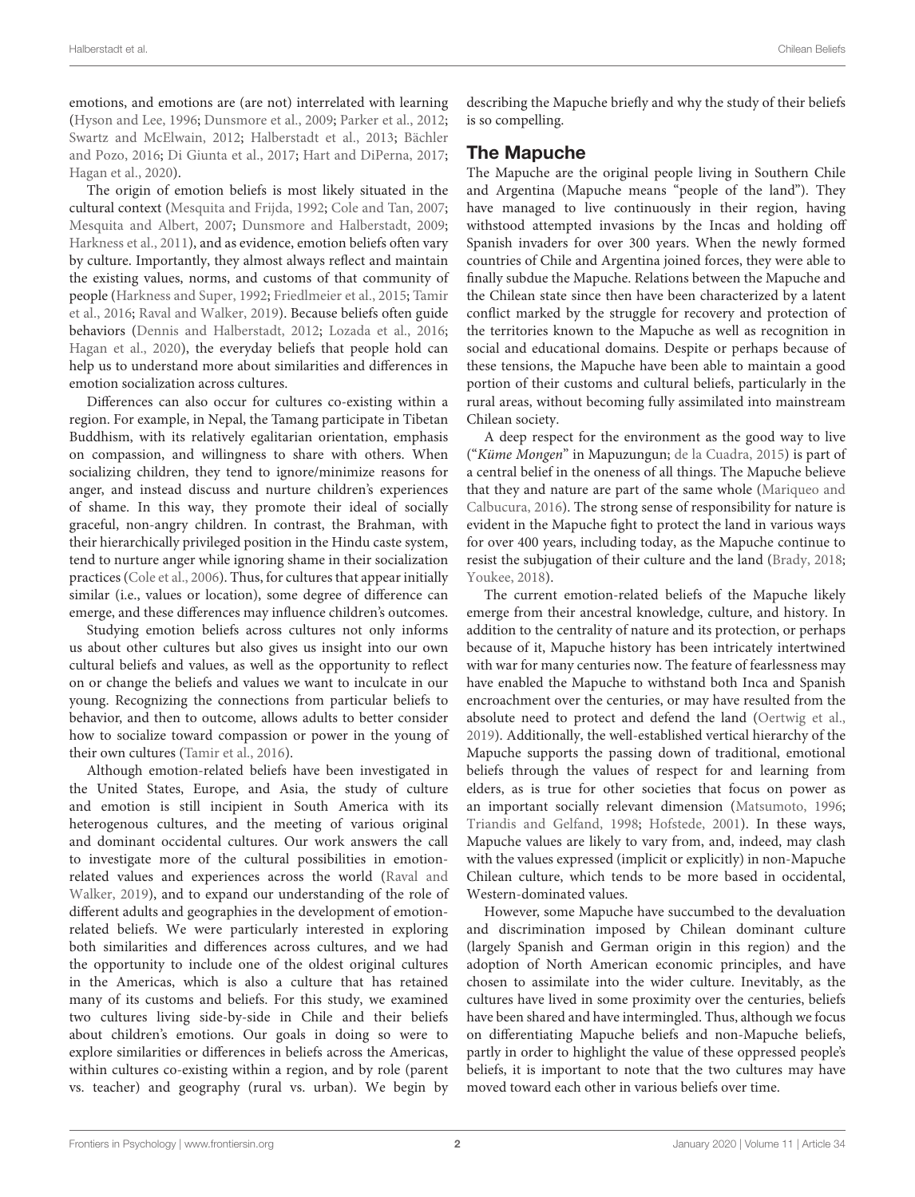emotions, and emotions are (are not) interrelated with learning (Hyson and Lee, 1996; Dunsmore et al., 2009; Parker et al., 2012; Swartz and McElwain, 2012; Halberstadt et al., 2013; Bächler and Pozo, 2016; Di Giunta et al., 2017; Hart and DiPerna, 2017; Hagan et al., 2020).

The origin of emotion beliefs is most likely situated in the cultural context (Mesquita and Frijda, 1992; Cole and Tan, 2007; Mesquita and Albert, 2007; Dunsmore and Halberstadt, 2009; Harkness et al., 2011), and as evidence, emotion beliefs often vary by culture. Importantly, they almost always reflect and maintain the existing values, norms, and customs of that community of people (Harkness and Super, 1992; Friedlmeier et al., 2015; Tamir et al., 2016; Raval and Walker, 2019). Because beliefs often guide behaviors (Dennis and Halberstadt, 2012; Lozada et al., 2016; Hagan et al., 2020), the everyday beliefs that people hold can help us to understand more about similarities and differences in emotion socialization across cultures.

Differences can also occur for cultures co-existing within a region. For example, in Nepal, the Tamang participate in Tibetan Buddhism, with its relatively egalitarian orientation, emphasis on compassion, and willingness to share with others. When socializing children, they tend to ignore/minimize reasons for anger, and instead discuss and nurture children's experiences of shame. In this way, they promote their ideal of socially graceful, non-angry children. In contrast, the Brahman, with their hierarchically privileged position in the Hindu caste system, tend to nurture anger while ignoring shame in their socialization practices (Cole et al., 2006). Thus, for cultures that appear initially similar (i.e., values or location), some degree of difference can emerge, and these differences may influence children's outcomes.

Studying emotion beliefs across cultures not only informs us about other cultures but also gives us insight into our own cultural beliefs and values, as well as the opportunity to reflect on or change the beliefs and values we want to inculcate in our young. Recognizing the connections from particular beliefs to behavior, and then to outcome, allows adults to better consider how to socialize toward compassion or power in the young of their own cultures (Tamir et al., 2016).

Although emotion-related beliefs have been investigated in the United States, Europe, and Asia, the study of culture and emotion is still incipient in South America with its heterogenous cultures, and the meeting of various original and dominant occidental cultures. Our work answers the call to investigate more of the cultural possibilities in emotion-related values and experiences across the world (Raval and Walker, 2019), and to expand our understanding of the role of different adults and geographies in the development of emotion-related beliefs. We were particularly interested in exploring both similarities and differences across cultures, and we had the opportunity to include one of the oldest original cultures in the Americas, which is also a culture that has retained many of its customs and beliefs. For this study, we examined two cultures living side-by-side in Chile and their beliefs about children's emotions. Our goals in doing so were to explore similarities or differences in beliefs across the Americas, within cultures co-existing within a region, and by role (parent vs. teacher) and geography (rural vs. urban). We begin by describing the Mapuche briefly and why the study of their beliefs is so compelling.

## The Mapuche

The Mapuche are the original people living in Southern Chile and Argentina (Mapuche means "people of the land"). They have managed to live continuously in their region, having withstood attempted invasions by the Incas and holding off Spanish invaders for over 300 years. When the newly formed countries of Chile and Argentina joined forces, they were able to finally subdue the Mapuche. Relations between the Mapuche and the Chilean state since then have been characterized by a latent conflict marked by the struggle for recovery and protection of the territories known to the Mapuche as well as recognition in social and educational domains. Despite or perhaps because of these tensions, the Mapuche have been able to maintain a good portion of their customs and cultural beliefs, particularly in the rural areas, without becoming fully assimilated into mainstream Chilean society.

A deep respect for the environment as the good way to live ("*Küme Mongen*" in Mapuzungun; de la Cuadra, 2015) is part of a central belief in the oneness of all things. The Mapuche believe that they and nature are part of the same whole (Mariqueo and Calbucura, 2016). The strong sense of responsibility for nature is evident in the Mapuche fight to protect the land in various ways for over 400 years, including today, as the Mapuche continue to resist the subjugation of their culture and the land (Brady, 2018; Youkee, 2018).

The current emotion-related beliefs of the Mapuche likely emerge from their ancestral knowledge, culture, and history. In addition to the centrality of nature and its protection, or perhaps because of it, Mapuche history has been intricately intertwined with war for many centuries now. The feature of fearlessness may have enabled the Mapuche to withstand both Inca and Spanish encroachment over the centuries, or may have resulted from the absolute need to protect and defend the land (Oertwig et al., 2019). Additionally, the well-established vertical hierarchy of the Mapuche supports the passing down of traditional, emotional beliefs through the values of respect for and learning from elders, as is true for other societies that focus on power as an important socially relevant dimension (Matsumoto, 1996; Triandis and Gelfand, 1998; Hofstede, 2001). In these ways, Mapuche values are likely to vary from, and, indeed, may clash with the values expressed (implicit or explicitly) in non-Mapuche Chilean culture, which tends to be more based in occidental, Western-dominated values.

However, some Mapuche have succumbed to the devaluation and discrimination imposed by Chilean dominant culture (largely Spanish and German origin in this region) and the adoption of North American economic principles, and have chosen to assimilate into the wider culture. Inevitably, as the cultures have lived in some proximity over the centuries, beliefs have been shared and have intermingled. Thus, although we focus on differentiating Mapuche beliefs and non-Mapuche beliefs, partly in order to highlight the value of these oppressed people's beliefs, it is important to note that the two cultures may have moved toward each other in various beliefs over time.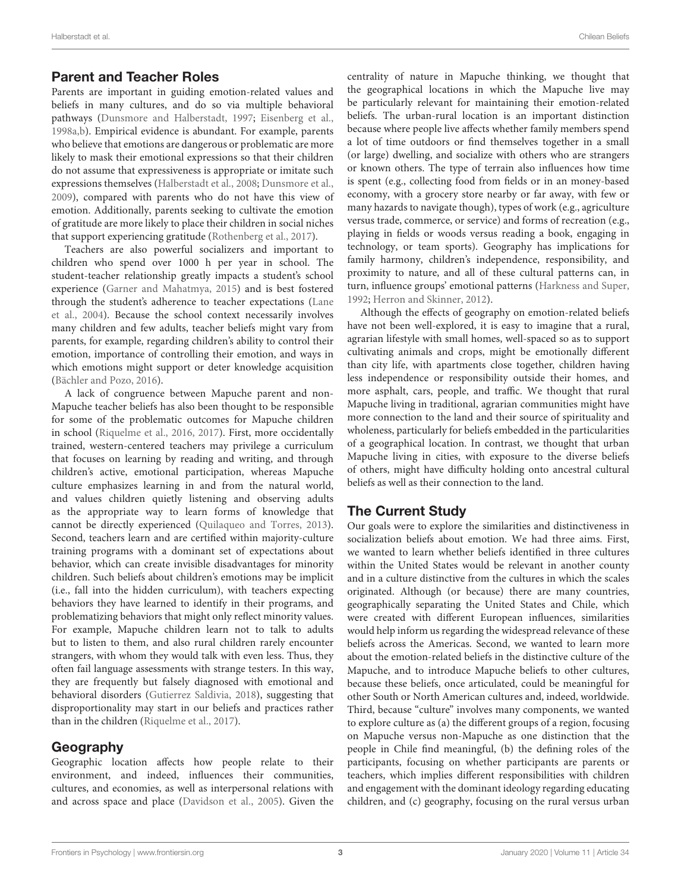## Parent and Teacher Roles

Parents are important in guiding emotion-related values and beliefs in many cultures, and do so via multiple behavioral pathways (Dunsmore and Halberstadt, 1997; Eisenberg et al., 1998a,b). Empirical evidence is abundant. For example, parents who believe that emotions are dangerous or problematic are more likely to mask their emotional expressions so that their children do not assume that expressiveness is appropriate or imitate such expressions themselves (Halberstadt et al., 2008; Dunsmore et al., 2009), compared with parents who do not have this view of emotion. Additionally, parents seeking to cultivate the emotion of gratitude are more likely to place their children in social niches that support experiencing gratitude (Rothenberg et al., 2017).

Teachers are also powerful socializers and important to children who spend over 1000 h per year in school. The student-teacher relationship greatly impacts a student's school experience (Garner and Mahatmya, 2015) and is best fostered through the student's adherence to teacher expectations (Lane et al., 2004). Because the school context necessarily involves many children and few adults, teacher beliefs might vary from parents, for example, regarding children's ability to control their emotion, importance of controlling their emotion, and ways in which emotions might support or deter knowledge acquisition (Bächler and Pozo, 2016).

A lack of congruence between Mapuche parent and non-Mapuche teacher beliefs has also been thought to be responsible for some of the problematic outcomes for Mapuche children in school (Riquelme et al., 2016, 2017). First, more occidentally trained, western-centered teachers may privilege a curriculum that focuses on learning by reading and writing, and through children's active, emotional participation, whereas Mapuche culture emphasizes learning in and from the natural world, and values children quietly listening and observing adults as the appropriate way to learn forms of knowledge that cannot be directly experienced (Quilaqueo and Torres, 2013). Second, teachers learn and are certified within majority-culture training programs with a dominant set of expectations about behavior, which can create invisible disadvantages for minority children. Such beliefs about children's emotions may be implicit (i.e., fall into the hidden curriculum), with teachers expecting behaviors they have learned to identify in their programs, and problematizing behaviors that might only reflect minority values. For example, Mapuche children learn not to talk to adults but to listen to them, and also rural children rarely encounter strangers, with whom they would talk with even less. Thus, they often fail language assessments with strange testers. In this way, they are frequently but falsely diagnosed with emotional and behavioral disorders (Gutierrez Saldivia, 2018), suggesting that disproportionality may start in our beliefs and practices rather than in the children (Riquelme et al., 2017).

## Geography

Geographic location affects how people relate to their environment, and indeed, influences their communities, cultures, and economies, as well as interpersonal relations with and across space and place (Davidson et al., 2005). Given the centrality of nature in Mapuche thinking, we thought that the geographical locations in which the Mapuche live may be particularly relevant for maintaining their emotion-related beliefs. The urban-rural location is an important distinction because where people live affects whether family members spend a lot of time outdoors or find themselves together in a small (or large) dwelling, and socialize with others who are strangers or known others. The type of terrain also influences how time is spent (e.g., collecting food from fields or in an money-based economy, with a grocery store nearby or far away, with few or many hazards to navigate though), types of work (e.g., agriculture versus trade, commerce, or service) and forms of recreation (e.g., playing in fields or woods versus reading a book, engaging in technology, or team sports). Geography has implications for family harmony, children's independence, responsibility, and proximity to nature, and all of these cultural patterns can, in turn, influence groups' emotional patterns (Harkness and Super, 1992; Herron and Skinner, 2012).

Although the effects of geography on emotion-related beliefs have not been well-explored, it is easy to imagine that a rural, agrarian lifestyle with small homes, well-spaced so as to support cultivating animals and crops, might be emotionally different than city life, with apartments close together, children having less independence or responsibility outside their homes, and more asphalt, cars, people, and traffic. We thought that rural Mapuche living in traditional, agrarian communities might have more connection to the land and their source of spirituality and wholeness, particularly for beliefs embedded in the particularities of a geographical location. In contrast, we thought that urban Mapuche living in cities, with exposure to the diverse beliefs of others, might have difficulty holding onto ancestral cultural beliefs as well as their connection to the land.

## The Current Study

Our goals were to explore the similarities and distinctiveness in socialization beliefs about emotion. We had three aims. First, we wanted to learn whether beliefs identified in three cultures within the United States would be relevant in another county and in a culture distinctive from the cultures in which the scales originated. Although (or because) there are many countries, geographically separating the United States and Chile, which were created with different European influences, similarities would help inform us regarding the widespread relevance of these beliefs across the Americas. Second, we wanted to learn more about the emotion-related beliefs in the distinctive culture of the Mapuche, and to introduce Mapuche beliefs to other cultures, because these beliefs, once articulated, could be meaningful for other South or North American cultures and, indeed, worldwide. Third, because "culture" involves many components, we wanted to explore culture as (a) the different groups of a region, focusing on Mapuche versus non-Mapuche as one distinction that the people in Chile find meaningful, (b) the defining roles of the participants, focusing on whether participants are parents or teachers, which implies different responsibilities with children and engagement with the dominant ideology regarding educating children, and (c) geography, focusing on the rural versus urban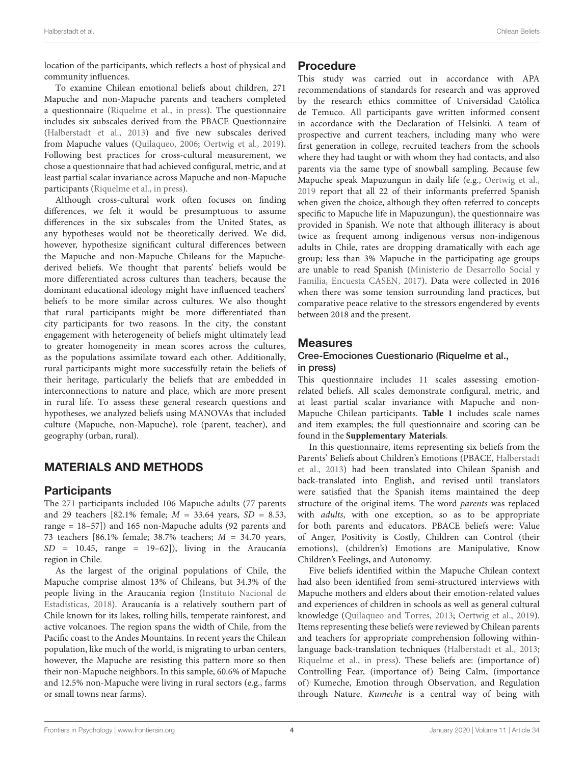location of the participants, which reflects a host of physical and community influences.

To examine Chilean emotional beliefs about children, 271 Mapuche and non-Mapuche parents and teachers completed a questionnaire (Riquelme et al., in press). The questionnaire includes six subscales derived from the PBACE Questionnaire (Halberstadt et al., 2013) and five new subscales derived from Mapuche values (Quilaqueo, 2006; Oertwig et al., 2019). Following best practices for cross-cultural measurement, we chose a questionnaire that had achieved configural, metric, and at least partial scalar invariance across Mapuche and non-Mapuche participants (Riquelme et al., in press).

Although cross-cultural work often focuses on finding differences, we felt it would be presumptuous to assume differences in the six subscales from the United States, as any hypotheses would not be theoretically derived. We did, however, hypothesize significant cultural differences between the Mapuche and non-Mapuche Chileans for the Mapuche-derived beliefs. We thought that parents' beliefs would be more differentiated across cultures than teachers, because the dominant educational ideology might have influenced teachers' beliefs to be more similar across cultures. We also thought that rural participants might be more differentiated than city participants for two reasons. In the city, the constant engagement with heterogeneity of beliefs might ultimately lead to greater homogeneity in mean scores across the cultures, as the populations assimilate toward each other. Additionally, rural participants might more successfully retain the beliefs of their heritage, particularly the beliefs that are embedded in interconnections to nature and place, which are more present in rural life. To assess these general research questions and hypotheses, we analyzed beliefs using MANOVAs that included culture (Mapuche, non-Mapuche), role (parent, teacher), and geography (urban, rural).

## MATERIALS AND METHODS

### Participants

The 271 participants included 106 Mapuche adults (77 parents and 29 teachers [82.1% female; $M$ = 33.64 years, $SD$ = 8.53, range = 18–57]) and 165 non-Mapuche adults (92 parents and 73 teachers [86.1% female; 38.7% teachers; $M$ = 34.70 years, $SD$ = 10.45, range = 19–62]), living in the Araucanía region in Chile.

As the largest of the original populations of Chile, the Mapuche comprise almost 13% of Chileans, but 34.3% of the people living in the Araucania region (Instituto Nacional de Estadísticas, 2018). Araucanía is a relatively southern part of Chile known for its lakes, rolling hills, temperate rainforest, and active volcanoes. The region spans the width of Chile, from the Pacific coast to the Andes Mountains. In recent years the Chilean population, like much of the world, is migrating to urban centers, however, the Mapuche are resisting this pattern more so then their non-Mapuche neighbors. In this sample, 60.6% of Mapuche and 12.5% non-Mapuche were living in rural sectors (e.g., farms or small towns near farms).

### Procedure

This study was carried out in accordance with APA recommendations of standards for research and was approved by the research ethics committee of Universidad Católica de Temuco. All participants gave written informed consent in accordance with the Declaration of Helsinki. A team of prospective and current teachers, including many who were first generation in college, recruited teachers from the schools where they had taught or with whom they had contacts, and also parents via the same type of snowball sampling. Because few Mapuche speak Mapuzungun in daily life (e.g., Oertwig et al., 2019 report that all 22 of their informants preferred Spanish when given the choice, although they often referred to concepts specific to Mapuche life in Mapuzungun), the questionnaire was provided in Spanish. We note that although illiteracy is about twice as frequent among indigenous versus non-indigenous adults in Chile, rates are dropping dramatically with each age group; less than 3% Mapuche in the participating age groups are unable to read Spanish (Ministerio de Desarrollo Social y Familia, Encuesta CASEN, 2017). Data were collected in 2016 when there was some tension surrounding land practices, but comparative peace relative to the stressors engendered by events between 2018 and the present.

### Measures

#### Cree-Emociones Cuestionario (Riquelme et al., in press)

This questionnaire includes 11 scales assessing emotion-related beliefs. All scales demonstrate configural, metric, and at least partial scalar invariance with Mapuche and non-Mapuche Chilean participants. **Table 1** includes scale names and item examples; the full questionnaire and scoring can be found in the **Supplementary Materials**.

In this questionnaire, items representing six beliefs from the Parents' Beliefs about Children's Emotions (PBACE, Halberstadt et al., 2013) had been translated into Chilean Spanish and back-translated into English, and revised until translators were satisfied that the Spanish items maintained the deep structure of the original items. The word *parents* was replaced with *adults*, with one exception, so as to be appropriate for both parents and educators. PBACE beliefs were: Value of Anger, Positivity is Costly, Children can Control (their emotions), (children's) Emotions are Manipulative, Know Children's Feelings, and Autonomy.

Five beliefs identified within the Mapuche Chilean context had also been identified from semi-structured interviews with Mapuche mothers and elders about their emotion-related values and experiences of children in schools as well as general cultural knowledge (Quilaqueo and Torres, 2013; Oertwig et al., 2019). Items representing these beliefs were reviewed by Chilean parents and teachers for appropriate comprehension following within-language back-translation techniques (Halberstadt et al., 2013; Riquelme et al., in press). These beliefs are: (importance of) Controlling Fear, (importance of) Being Calm, (importance of) Kumeche, Emotion through Observation, and Regulation through Nature. *Kumeche* is a central way of being with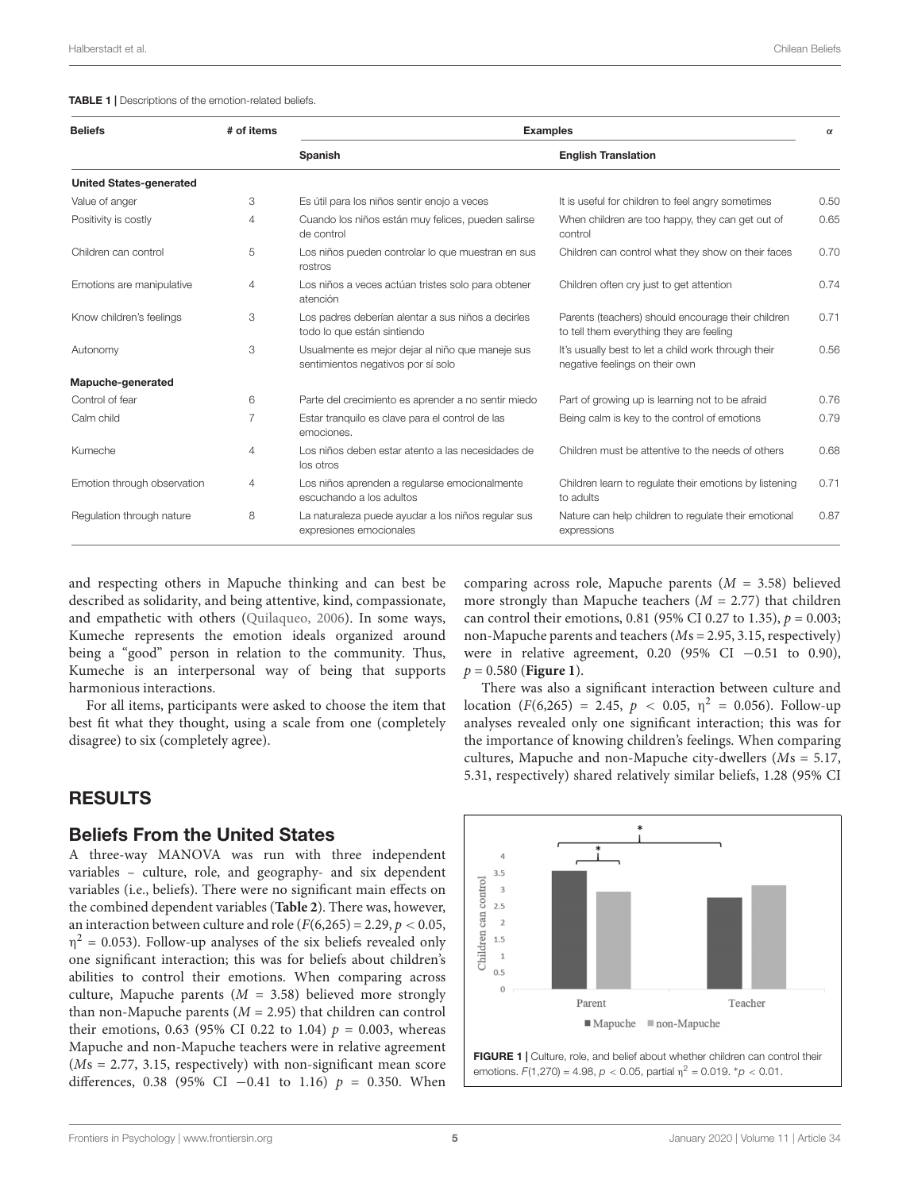**TABLE 1 |** Descriptions of the emotion-related beliefs.

| Beliefs | # of items | Examples | | α |
|---|---|---|---|---|
| | | Spanish | English Translation | |
| **United States-generated** | | | | |
| Value of anger | 3 | Es útil para los niños sentir enojo a veces | It is useful for children to feel angry sometimes | 0.50 |
| Positivity is costly | 4 | Cuando los niños están muy felices, pueden salirse de control | When children are too happy, they can get out of control | 0.65 |
| Children can control | 5 | Los niños pueden controlar lo que muestran en sus rostros | Children can control what they show on their faces | 0.70 |
| Emotions are manipulative | 4 | Los niños a veces actúan tristes solo para obtener atención | Children often cry just to get attention | 0.74 |
| Know children's feelings | 3 | Los padres deberían alentar a sus niños a decirles todo lo que están sintiendo | Parents (teachers) should encourage their children to tell them everything they are feeling | 0.71 |
| Autonomy | 3 | Usualmente es mejor dejar al niño que maneje sus sentimientos negativos por sí solo | It's usually best to let a child work through their negative feelings on their own | 0.56 |
| **Mapuche-generated** | | | | |
| Control of fear | 6 | Parte del crecimiento es aprender a no sentir miedo | Part of growing up is learning not to be afraid | 0.76 |
| Calm child | 7 | Estar tranquilo es clave para el control de las emociones. | Being calm is key to the control of emotions | 0.79 |
| Kumeche | 4 | Los niños deben estar atento a las necesidades de los otros | Children must be attentive to the needs of others | 0.68 |
| Emotion through observation | 4 | Los niños aprenden a regularse emocionalmente escuchando a los adultos | Children learn to regulate their emotions by listening to adults | 0.71 |
| Regulation through nature | 8 | La naturaleza puede ayudar a los niños regular sus expresiones emocionales | Nature can help children to regulate their emotional expressions | 0.87 |

and respecting others in Mapuche thinking and can best be described as solidarity, and being attentive, kind, compassionate, and empathetic with others (Quilaqueo, 2006). In some ways, Kumeche represents the emotion ideals organized around being a "good" person in relation to the community. Thus, Kumeche is an interpersonal way of being that supports harmonious interactions.

For all items, participants were asked to choose the item that best fit what they thought, using a scale from one (completely disagree) to six (completely agree).

## RESULTS

### Beliefs From the United States

A three-way MANOVA was run with three independent variables – culture, role, and geography- and six dependent variables (i.e., beliefs). There were no significant main effects on the combined dependent variables (**Table 2**). There was, however, an interaction between culture and role ($F(6,265) = 2.29$, $p < 0.05$, $\eta^2 = 0.053$). Follow-up analyses of the six beliefs revealed only one significant interaction; this was for beliefs about children's abilities to control their emotions. When comparing across culture, Mapuche parents ($M = 3.58$) believed more strongly than non-Mapuche parents ($M = 2.95$) that children can control their emotions, 0.63 (95% CI 0.22 to 1.04) $p = 0.003$, whereas Mapuche and non-Mapuche teachers were in relative agreement ($M$s = 2.77, 3.15, respectively) with non-significant mean score differences, 0.38 (95% CI −0.41 to 1.16) $p = 0.350$. When comparing across role, Mapuche parents ($M = 3.58$) believed more strongly than Mapuche teachers ($M = 2.77$) that children can control their emotions, 0.81 (95% CI 0.27 to 1.35), $p = 0.003$; non-Mapuche parents and teachers ($M$s = 2.95, 3.15, respectively) were in relative agreement, 0.20 (95% CI −0.51 to 0.90), $p = 0.580$ (**Figure 1**).

There was also a significant interaction between culture and location ($F(6,265) = 2.45$, $p < 0.05$, $\eta^2 = 0.056$). Follow-up analyses revealed only one significant interaction; this was for the importance of knowing children's feelings. When comparing cultures, Mapuche and non-Mapuche city-dwellers ($M$s = 5.17, 5.31, respectively) shared relatively similar beliefs, 1.28 (95% CI

**FIGURE 1 |** Culture, role, and belief about whether children can control their emotions. $F(1,270) = 4.98$, $p < 0.05$, partial $\eta^2 = 0.019$. *$p < 0.01$.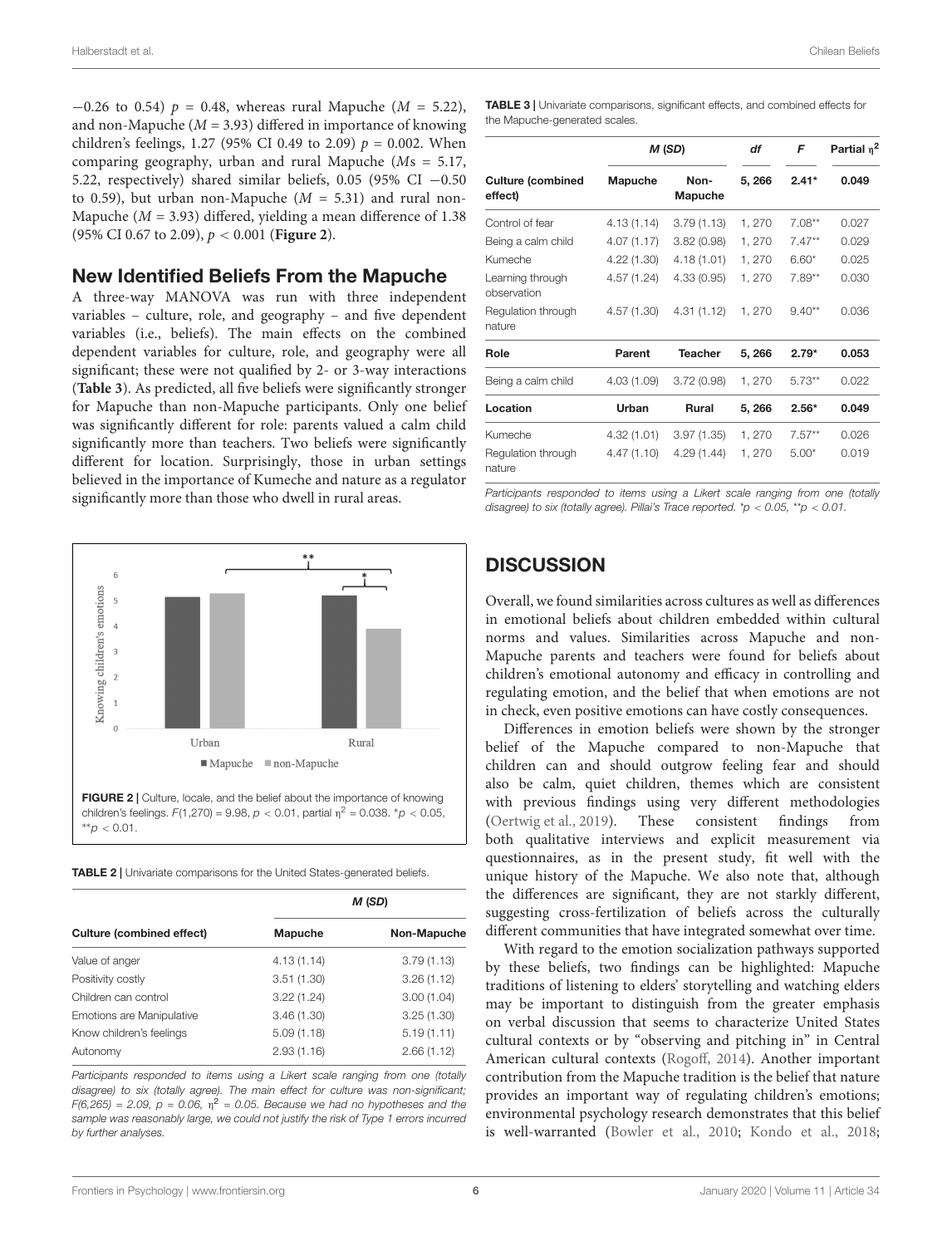−0.26 to 0.54) $p$ = 0.48, whereas rural Mapuche ($M$ = 5.22), and non-Mapuche ($M$ = 3.93) differed in importance of knowing children's feelings, 1.27 (95% CI 0.49 to 2.09) $p$ = 0.002. When comparing geography, urban and rural Mapuche ($M$s = 5.17, 5.22, respectively) shared similar beliefs, 0.05 (95% CI −0.50 to 0.59), but urban non-Mapuche ($M$ = 5.31) and rural non-Mapuche ($M$ = 3.93) differed, yielding a mean difference of 1.38 (95% CI 0.67 to 2.09), $p < 0.001$ (**Figure 2**).

## New Identified Beliefs From the Mapuche

A three-way MANOVA was run with three independent variables – culture, role, and geography – and five dependent variables (i.e., beliefs). The main effects on the combined dependent variables for culture, role, and geography were all significant; these were not qualified by 2- or 3-way interactions (**Table 3**). As predicted, all five beliefs were significantly stronger for Mapuche than non-Mapuche participants. Only one belief was significantly different for role: parents valued a calm child significantly more than teachers. Two beliefs were significantly different for location. Surprisingly, those in urban settings believed in the importance of Kumeche and nature as a regulator significantly more than those who dwell in rural areas.

**FIGURE 2 |** Culture, locale, and the belief about the importance of knowing children's feelings. $F(1,270) = 9.98$, $p < 0.01$, partial $\eta^2 = 0.038$. \*$p < 0.05$, \*\*$p < 0.01$.

**TABLE 2 |** Univariate comparisons for the United States-generated beliefs.

| | M (SD) | |
|---|---|---|
| **Culture (combined effect)** | **Mapuche** | **Non-Mapuche** |
| Value of anger | 4.13 (1.14) | 3.79 (1.13) |
| Positivity costly | 3.51 (1.30) | 3.26 (1.12) |
| Children can control | 3.22 (1.24) | 3.00 (1.04) |
| Emotions are Manipulative | 3.46 (1.30) | 3.25 (1.30) |
| Know children's feelings | 5.09 (1.18) | 5.19 (1.11) |
| Autonomy | 2.93 (1.16) | 2.66 (1.12) |

*Participants responded to items using a Likert scale ranging from one (totally disagree) to six (totally agree). The main effect for culture was non-significant; $F(6,265) = 2.09$, $p = 0.06$, $\eta^2 = 0.05$. Because we had no hypotheses and the sample was reasonably large, we could not justify the risk of Type 1 errors incurred by further analyses.*

**TABLE 3 |** Univariate comparisons, significant effects, and combined effects for the Mapuche-generated scales.

| | M (SD) | | df | F | Partial $\eta^2$ |
|---|---|---|---|---|---|
| **Culture (combined effect)** | **Mapuche** | **Non-Mapuche** | **5, 266** | **2.41\*** | **0.049** |
| Control of fear | 4.13 (1.14) | 3.79 (1.13) | 1, 270 | 7.08\*\* | 0.027 |
| Being a calm child | 4.07 (1.17) | 3.82 (0.98) | 1, 270 | 7.47\*\* | 0.029 |
| Kumeche | 4.22 (1.30) | 4.18 (1.01) | 1, 270 | 6.60\* | 0.025 |
| Learning through observation | 4.57 (1.24) | 4.33 (0.95) | 1, 270 | 7.89\*\* | 0.030 |
| Regulation through nature | 4.57 (1.30) | 4.31 (1.12) | 1, 270 | 9.40\*\* | 0.036 |
| **Role** | **Parent** | **Teacher** | **5, 266** | **2.79\*** | **0.053** |
| Being a calm child | 4.03 (1.09) | 3.72 (0.98) | 1, 270 | 5.73\*\* | 0.022 |
| **Location** | **Urban** | **Rural** | **5, 266** | **2.56\*** | **0.049** |
| Kumeche | 4.32 (1.01) | 3.97 (1.35) | 1, 270 | 7.57\*\* | 0.026 |
| Regulation through nature | 4.47 (1.10) | 4.29 (1.44) | 1, 270 | 5.00\* | 0.019 |

*Participants responded to items using a Likert scale ranging from one (totally disagree) to six (totally agree). Pillai's Trace reported. \*$p < 0.05$, \*\*$p < 0.01$.*

# DISCUSSION

Overall, we found similarities across cultures as well as differences in emotional beliefs about children embedded within cultural norms and values. Similarities across Mapuche and non-Mapuche parents and teachers were found for beliefs about children's emotional autonomy and efficacy in controlling and regulating emotion, and the belief that when emotions are not in check, even positive emotions can have costly consequences.

Differences in emotion beliefs were shown by the stronger belief of the Mapuche compared to non-Mapuche that children can and should outgrow feeling fear and should also be calm, quiet children, themes which are consistent with previous findings using very different methodologies (Oertwig et al., 2019). These consistent findings from both qualitative interviews and explicit measurement via questionnaires, as in the present study, fit well with the unique history of the Mapuche. We also note that, although the differences are significant, they are not starkly different, suggesting cross-fertilization of beliefs across the culturally different communities that have integrated somewhat over time.

With regard to the emotion socialization pathways supported by these beliefs, two findings can be highlighted: Mapuche traditions of listening to elders' storytelling and watching elders may be important to distinguish from the greater emphasis on verbal discussion that seems to characterize United States cultural contexts or by "observing and pitching in" in Central American cultural contexts (Rogoff, 2014). Another important contribution from the Mapuche tradition is the belief that nature provides an important way of regulating children's emotions; environmental psychology research demonstrates that this belief is well-warranted (Bowler et al., 2010; Kondo et al., 2018;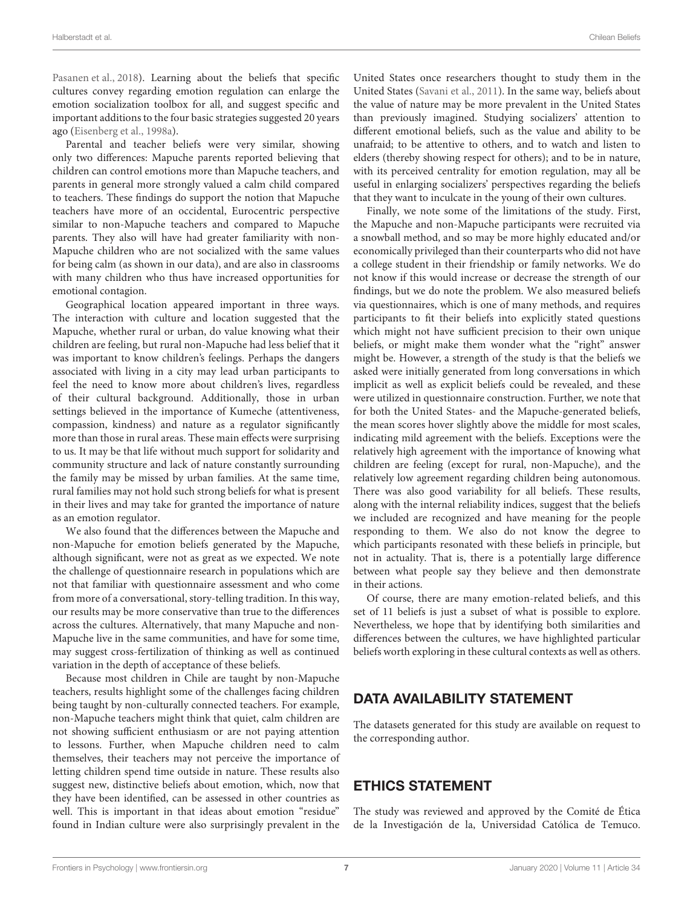Pasanen et al., 2018). Learning about the beliefs that specific cultures convey regarding emotion regulation can enlarge the emotion socialization toolbox for all, and suggest specific and important additions to the four basic strategies suggested 20 years ago (Eisenberg et al., 1998a).

Parental and teacher beliefs were very similar, showing only two differences: Mapuche parents reported believing that children can control emotions more than Mapuche teachers, and parents in general more strongly valued a calm child compared to teachers. These findings do support the notion that Mapuche teachers have more of an occidental, Eurocentric perspective similar to non-Mapuche teachers and compared to Mapuche parents. They also will have had greater familiarity with non-Mapuche children who are not socialized with the same values for being calm (as shown in our data), and are also in classrooms with many children who thus have increased opportunities for emotional contagion.

Geographical location appeared important in three ways. The interaction with culture and location suggested that the Mapuche, whether rural or urban, do value knowing what their children are feeling, but rural non-Mapuche had less belief that it was important to know children's feelings. Perhaps the dangers associated with living in a city may lead urban participants to feel the need to know more about children's lives, regardless of their cultural background. Additionally, those in urban settings believed in the importance of Kumeche (attentiveness, compassion, kindness) and nature as a regulator significantly more than those in rural areas. These main effects were surprising to us. It may be that life without much support for solidarity and community structure and lack of nature constantly surrounding the family may be missed by urban families. At the same time, rural families may not hold such strong beliefs for what is present in their lives and may take for granted the importance of nature as an emotion regulator.

We also found that the differences between the Mapuche and non-Mapuche for emotion beliefs generated by the Mapuche, although significant, were not as great as we expected. We note the challenge of questionnaire research in populations which are not that familiar with questionnaire assessment and who come from more of a conversational, story-telling tradition. In this way, our results may be more conservative than true to the differences across the cultures. Alternatively, that many Mapuche and non-Mapuche live in the same communities, and have for some time, may suggest cross-fertilization of thinking as well as continued variation in the depth of acceptance of these beliefs.

Because most children in Chile are taught by non-Mapuche teachers, results highlight some of the challenges facing children being taught by non-culturally connected teachers. For example, non-Mapuche teachers might think that quiet, calm children are not showing sufficient enthusiasm or are not paying attention to lessons. Further, when Mapuche children need to calm themselves, their teachers may not perceive the importance of letting children spend time outside in nature. These results also suggest new, distinctive beliefs about emotion, which, now that they have been identified, can be assessed in other countries as well. This is important in that ideas about emotion "residue" found in Indian culture were also surprisingly prevalent in the United States once researchers thought to study them in the United States (Savani et al., 2011). In the same way, beliefs about the value of nature may be more prevalent in the United States than previously imagined. Studying socializers' attention to different emotional beliefs, such as the value and ability to be unafraid; to be attentive to others, and to watch and listen to elders (thereby showing respect for others); and to be in nature, with its perceived centrality for emotion regulation, may all be useful in enlarging socializers' perspectives regarding the beliefs that they want to inculcate in the young of their own cultures.

Finally, we note some of the limitations of the study. First, the Mapuche and non-Mapuche participants were recruited via a snowball method, and so may be more highly educated and/or economically privileged than their counterparts who did not have a college student in their friendship or family networks. We do not know if this would increase or decrease the strength of our findings, but we do note the problem. We also measured beliefs via questionnaires, which is one of many methods, and requires participants to fit their beliefs into explicitly stated questions which might not have sufficient precision to their own unique beliefs, or might make them wonder what the "right" answer might be. However, a strength of the study is that the beliefs we asked were initially generated from long conversations in which implicit as well as explicit beliefs could be revealed, and these were utilized in questionnaire construction. Further, we note that for both the United States- and the Mapuche-generated beliefs, the mean scores hover slightly above the middle for most scales, indicating mild agreement with the beliefs. Exceptions were the relatively high agreement with the importance of knowing what children are feeling (except for rural, non-Mapuche), and the relatively low agreement regarding children being autonomous. There was also good variability for all beliefs. These results, along with the internal reliability indices, suggest that the beliefs we included are recognized and have meaning for the people responding to them. We also do not know the degree to which participants resonated with these beliefs in principle, but not in actuality. That is, there is a potentially large difference between what people say they believe and then demonstrate in their actions.

Of course, there are many emotion-related beliefs, and this set of 11 beliefs is just a subset of what is possible to explore. Nevertheless, we hope that by identifying both similarities and differences between the cultures, we have highlighted particular beliefs worth exploring in these cultural contexts as well as others.

## DATA AVAILABILITY STATEMENT

The datasets generated for this study are available on request to the corresponding author.

## ETHICS STATEMENT

The study was reviewed and approved by the Comité de Ética de la Investigación de la, Universidad Católica de Temuco.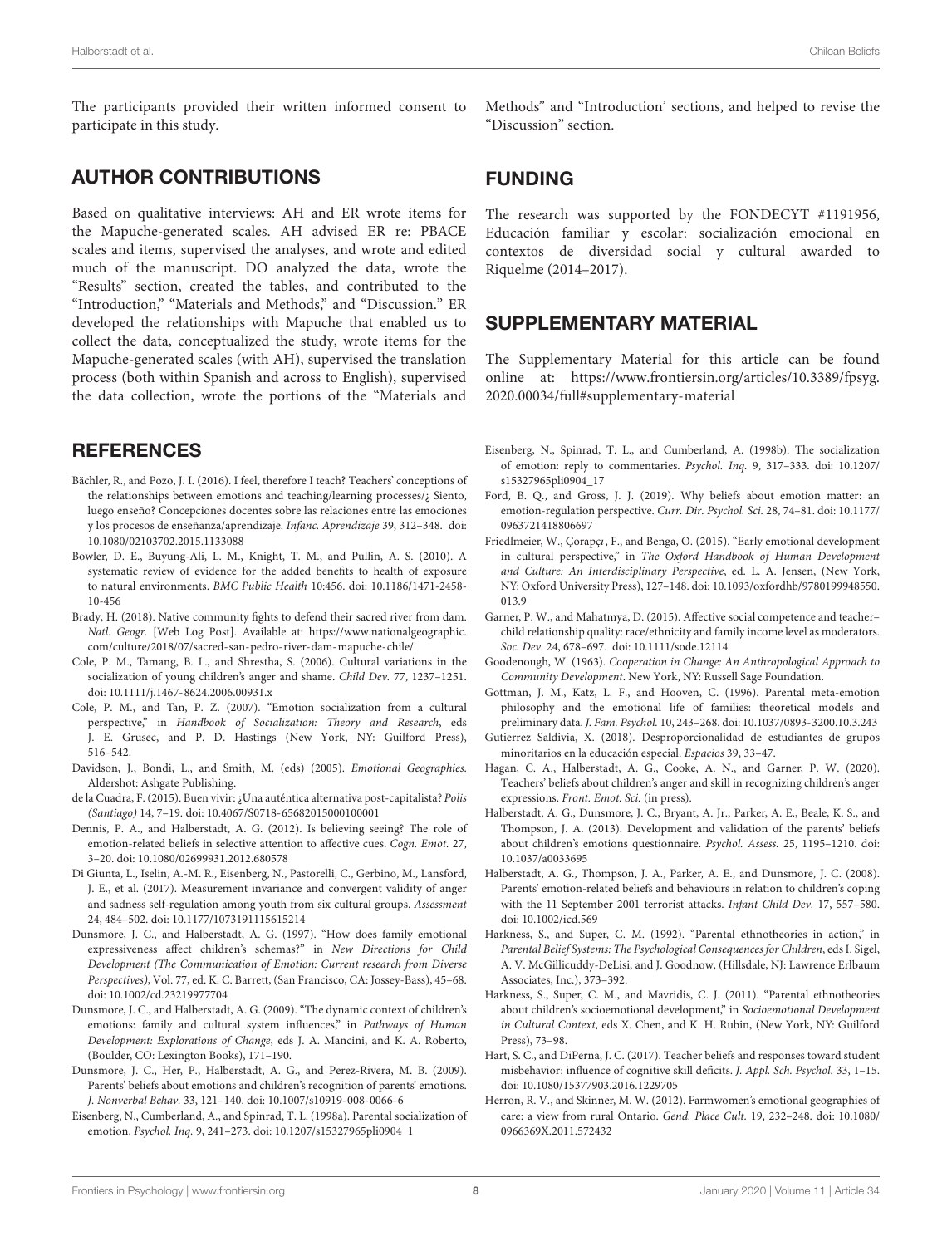The participants provided their written informed consent to participate in this study.

## AUTHOR CONTRIBUTIONS

Based on qualitative interviews: AH and ER wrote items for the Mapuche-generated scales. AH advised ER re: PBACE scales and items, supervised the analyses, and wrote and edited much of the manuscript. DO analyzed the data, wrote the "Results" section, created the tables, and contributed to the "Introduction," "Materials and Methods," and "Discussion." ER developed the relationships with Mapuche that enabled us to collect the data, conceptualized the study, wrote items for the Mapuche-generated scales (with AH), supervised the translation process (both within Spanish and across to English), supervised the data collection, wrote the portions of the "Materials and Methods" and "Introduction' sections, and helped to revise the "Discussion" section.

## FUNDING

The research was supported by the FONDECYT #1191956, Educación familiar y escolar: socialización emocional en contextos de diversidad social y cultural awarded to Riquelme (2014–2017).

## SUPPLEMENTARY MATERIAL

The Supplementary Material for this article can be found online at: https://www.frontiersin.org/articles/10.3389/fpsyg.2020.00034/full#supplementary-material

## REFERENCES

Bächler, R., and Pozo, J. I. (2016). I feel, therefore I teach? Teachers' conceptions of the relationships between emotions and teaching/learning processes/¿ Siento, luego enseño? Concepciones docentes sobre las relaciones entre las emociones y los procesos de enseñanza/aprendizaje. *Infanc. Aprendizaje* 39, 312–348. doi: 10.1080/02103702.2015.1133088

Bowler, D. E., Buyung-Ali, L. M., Knight, T. M., and Pullin, A. S. (2010). A systematic review of evidence for the added benefits to health of exposure to natural environments. *BMC Public Health* 10:456. doi: 10.1186/1471-2458-10-456

Brady, H. (2018). Native community fights to defend their sacred river from dam. *Natl. Geogr.* [Web Log Post]. Available at: https://www.nationalgeographic.com/culture/2018/07/sacred-san-pedro-river-dam-mapuche-chile/

Cole, P. M., Tamang, B. L., and Shrestha, S. (2006). Cultural variations in the socialization of young children's anger and shame. *Child Dev.* 77, 1237–1251. doi: 10.1111/j.1467-8624.2006.00931.x

Cole, P. M., and Tan, P. Z. (2007). "Emotion socialization from a cultural perspective," in *Handbook of Socialization: Theory and Research*, eds J. E. Grusec, and P. D. Hastings (New York, NY: Guilford Press), 516–542.

Davidson, J., Bondi, L., and Smith, M. (eds) (2005). *Emotional Geographies*. Aldershot: Ashgate Publishing.

de la Cuadra, F. (2015). Buen vivir: ¿Una auténtica alternativa post-capitalista? *Polis (Santiago)* 14, 7–19. doi: 10.4067/S0718-65682015000100001

Dennis, P. A., and Halberstadt, A. G. (2012). Is believing seeing? The role of emotion-related beliefs in selective attention to affective cues. *Cogn. Emot.* 27, 3–20. doi: 10.1080/02699931.2012.680578

Di Giunta, L., Iselin, A.-M. R., Eisenberg, N., Pastorelli, C., Gerbino, M., Lansford, J. E., et al. (2017). Measurement invariance and convergent validity of anger and sadness self-regulation among youth from six cultural groups. *Assessment* 24, 484–502. doi: 10.1177/1073191115615214

Dunsmore, J. C., and Halberstadt, A. G. (1997). "How does family emotional expressiveness affect children's schemas?" in *New Directions for Child Development (The Communication of Emotion: Current research from Diverse Perspectives)*, Vol. 77, ed. K. C. Barrett, (San Francisco, CA: Jossey-Bass), 45–68. doi: 10.1002/cd.23219977704

Dunsmore, J. C., and Halberstadt, A. G. (2009). "The dynamic context of children's emotions: family and cultural system influences," in *Pathways of Human Development: Explorations of Change*, eds J. A. Mancini, and K. A. Roberto, (Boulder, CO: Lexington Books), 171–190.

Dunsmore, J. C., Her, P., Halberstadt, A. G., and Perez-Rivera, M. B. (2009). Parents' beliefs about emotions and children's recognition of parents' emotions. *J. Nonverbal Behav.* 33, 121–140. doi: 10.1007/s10919-008-0066-6

Eisenberg, N., Cumberland, A., and Spinrad, T. L. (1998a). Parental socialization of emotion. *Psychol. Inq.* 9, 241–273. doi: 10.1207/s15327965pli0904_1

Eisenberg, N., Spinrad, T. L., and Cumberland, A. (1998b). The socialization of emotion: reply to commentaries. *Psychol. Inq.* 9, 317–333. doi: 10.1207/s15327965pli0904_17

Ford, B. Q., and Gross, J. J. (2019). Why beliefs about emotion matter: an emotion-regulation perspective. *Curr. Dir. Psychol. Sci.* 28, 74–81. doi: 10.1177/0963721418806697

Friedlmeier, W., Çorapçı, F., and Benga, O. (2015). "Early emotional development in cultural perspective," in *The Oxford Handbook of Human Development and Culture: An Interdisciplinary Perspective*, ed. L. A. Jensen, (New York, NY: Oxford University Press), 127–148. doi: 10.1093/oxfordhb/9780199948550.013.9

Garner, P. W., and Mahatmya, D. (2015). Affective social competence and teacher–child relationship quality: race/ethnicity and family income level as moderators. *Soc. Dev.* 24, 678–697. doi: 10.1111/sode.12114

Goodenough, W. (1963). *Cooperation in Change: An Anthropological Approach to Community Development*. New York, NY: Russell Sage Foundation.

Gottman, J. M., Katz, L. F., and Hooven, C. (1996). Parental meta-emotion philosophy and the emotional life of families: theoretical models and preliminary data. *J. Fam. Psychol.* 10, 243–268. doi: 10.1037/0893-3200.10.3.243

Gutierrez Saldivia, X. (2018). Desproporcionalidad de estudiantes de grupos minoritarios en la educación especial. *Espacios* 39, 33–47.

Hagan, C. A., Halberstadt, A. G., Cooke, A. N., and Garner, P. W. (2020). Teachers' beliefs about children's anger and skill in recognizing children's anger expressions. *Front. Emot. Sci.* (in press).

Halberstadt, A. G., Dunsmore, J. C., Bryant, A. Jr., Parker, A. E., Beale, K. S., and Thompson, J. A. (2013). Development and validation of the parents' beliefs about children's emotions questionnaire. *Psychol. Assess.* 25, 1195–1210. doi: 10.1037/a0033695

Halberstadt, A. G., Thompson, J. A., Parker, A. E., and Dunsmore, J. C. (2008). Parents' emotion-related beliefs and behaviours in relation to children's coping with the 11 September 2001 terrorist attacks. *Infant Child Dev.* 17, 557–580. doi: 10.1002/icd.569

Harkness, S., and Super, C. M. (1992). "Parental ethnotheories in action," in *Parental Belief Systems: The Psychological Consequences for Children*, eds I. Sigel, A. V. McGillicuddy-DeLisi, and J. Goodnow, (Hillsdale, NJ: Lawrence Erlbaum Associates, Inc.), 373–392.

Harkness, S., Super, C. M., and Mavridis, C. J. (2011). "Parental ethnotheories about children's socioemotional development," in *Socioemotional Development in Cultural Context*, eds X. Chen, and K. H. Rubin, (New York, NY: Guilford Press), 73–98.

Hart, S. C., and DiPerna, J. C. (2017). Teacher beliefs and responses toward student misbehavior: influence of cognitive skill deficits. *J. Appl. Sch. Psychol.* 33, 1–15. doi: 10.1080/15377903.2016.1229705

Herron, R. V., and Skinner, M. W. (2012). Farmwomen's emotional geographies of care: a view from rural Ontario. *Gend. Place Cult.* 19, 232–248. doi: 10.1080/0966369X.2011.572432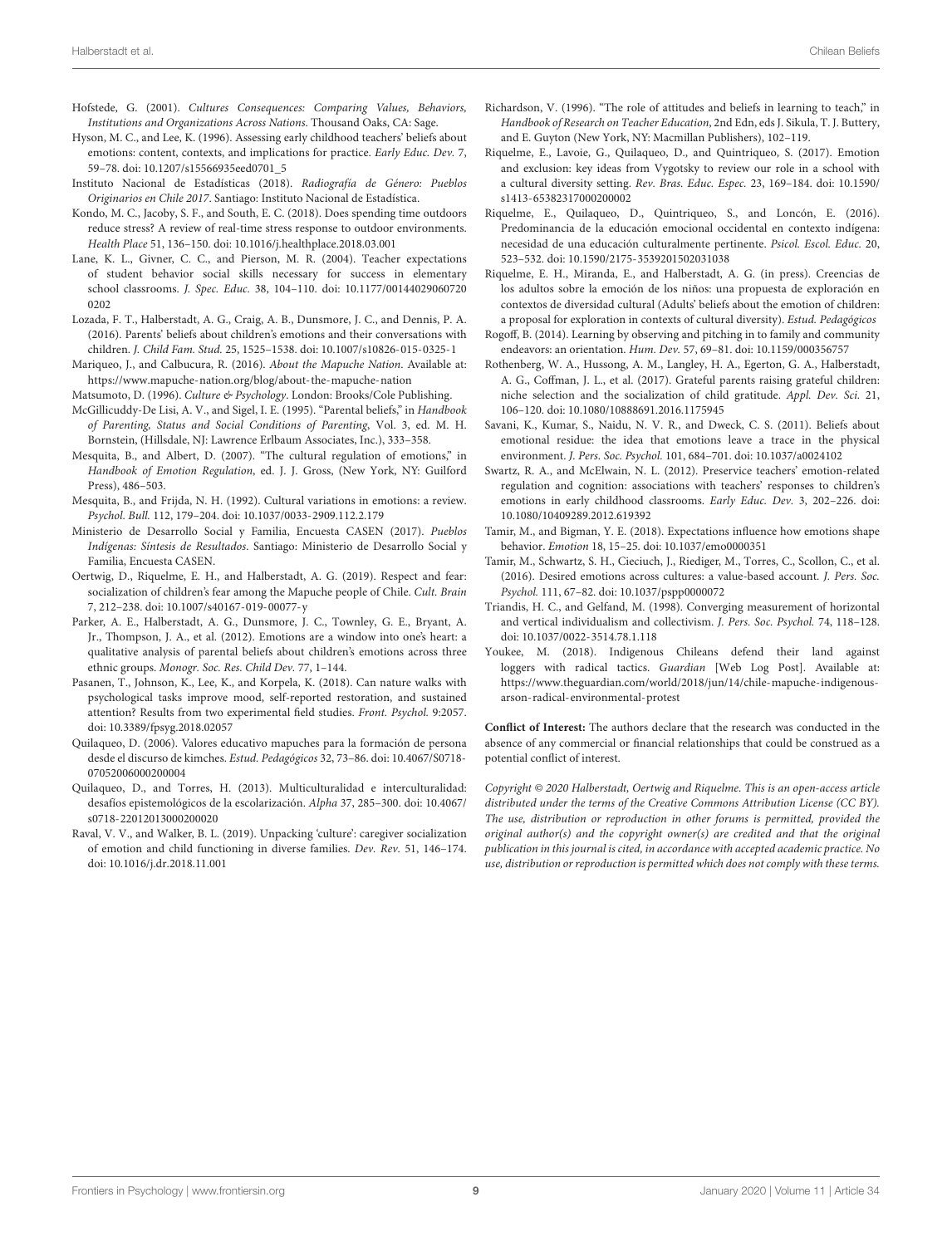Hofstede, G. (2001). *Cultures Consequences: Comparing Values, Behaviors, Institutions and Organizations Across Nations*. Thousand Oaks, CA: Sage.

Hyson, M. C., and Lee, K. (1996). Assessing early childhood teachers' beliefs about emotions: content, contexts, and implications for practice. *Early Educ. Dev.* 7, 59–78. doi: 10.1207/s15566935eed0701_5

Instituto Nacional de Estadísticas (2018). *Radiografía de Género: Pueblos Originarios en Chile 2017*. Santiago: Instituto Nacional de Estadística.

Kondo, M. C., Jacoby, S. F., and South, E. C. (2018). Does spending time outdoors reduce stress? A review of real-time stress response to outdoor environments. *Health Place* 51, 136–150. doi: 10.1016/j.healthplace.2018.03.001

Lane, K. L., Givner, C. C., and Pierson, M. R. (2004). Teacher expectations of student behavior social skills necessary for success in elementary school classrooms. *J. Spec. Educ.* 38, 104–110. doi: 10.1177/00144029060720 0202

Lozada, F. T., Halberstadt, A. G., Craig, A. B., Dunsmore, J. C., and Dennis, P. A. (2016). Parents' beliefs about children's emotions and their conversations with children. *J. Child Fam. Stud.* 25, 1525–1538. doi: 10.1007/s10826-015-0325-1

Mariqueo, J., and Calbucura, R. (2016). *About the Mapuche Nation*. Available at: https://www.mapuche-nation.org/blog/about-the-mapuche-nation

Matsumoto, D. (1996). *Culture & Psychology*. London: Brooks/Cole Publishing.

McGillicuddy-De Lisi, A. V., and Sigel, I. E. (1995). "Parental beliefs," in *Handbook of Parenting, Status and Social Conditions of Parenting*, Vol. 3, ed. M. H. Bornstein, (Hillsdale, NJ: Lawrence Erlbaum Associates, Inc.), 333–358.

Mesquita, B., and Albert, D. (2007). "The cultural regulation of emotions," in *Handbook of Emotion Regulation*, ed. J. J. Gross, (New York, NY: Guilford Press), 486–503.

Mesquita, B., and Frijda, N. H. (1992). Cultural variations in emotions: a review. *Psychol. Bull.* 112, 179–204. doi: 10.1037/0033-2909.112.2.179

Ministerio de Desarrollo Social y Familia, Encuesta CASEN (2017). *Pueblos Indígenas: Síntesis de Resultados*. Santiago: Ministerio de Desarrollo Social y Familia, Encuesta CASEN.

Oertwig, D., Riquelme, E. H., and Halberstadt, A. G. (2019). Respect and fear: socialization of children's fear among the Mapuche people of Chile. *Cult. Brain* 7, 212–238. doi: 10.1007/s40167-019-00077-y

Parker, A. E., Halberstadt, A. G., Dunsmore, J. C., Townley, G. E., Bryant, A. Jr., Thompson, J. A., et al. (2012). Emotions are a window into one's heart: a qualitative analysis of parental beliefs about children's emotions across three ethnic groups. *Monogr. Soc. Res. Child Dev.* 77, 1–144.

Pasanen, T., Johnson, K., Lee, K., and Korpela, K. (2018). Can nature walks with psychological tasks improve mood, self-reported restoration, and sustained attention? Results from two experimental field studies. *Front. Psychol.* 9:2057. doi: 10.3389/fpsyg.2018.02057

Quilaqueo, D. (2006). Valores educativo mapuches para la formación de persona desde el discurso de kimches. *Estud. Pedagógicos* 32, 73–86. doi: 10.4067/S0718-07052006000200004

Quilaqueo, D., and Torres, H. (2013). Multiculturalidad e interculturalidad: desafíos epistemológicos de la escolarización. *Alpha* 37, 285–300. doi: 10.4067/s0718-22012013000200020

Raval, V. V., and Walker, B. L. (2019). Unpacking 'culture': caregiver socialization of emotion and child functioning in diverse families. *Dev. Rev.* 51, 146–174. doi: 10.1016/j.dr.2018.11.001

Richardson, V. (1996). "The role of attitudes and beliefs in learning to teach," in *Handbook of Research on Teacher Education*, 2nd Edn, eds J. Sikula, T. J. Buttery, and E. Guyton (New York, NY: Macmillan Publishers), 102–119.

Riquelme, E., Lavoie, G., Quilaqueo, D., and Quintriqueo, S. (2017). Emotion and exclusion: key ideas from Vygotsky to review our role in a school with a cultural diversity setting. *Rev. Bras. Educ. Espec.* 23, 169–184. doi: 10.1590/s1413-65382317000200002

Riquelme, E., Quilaqueo, D., Quintriqueo, S., and Loncón, E. (2016). Predominancia de la educación emocional occidental en contexto indígena: necesidad de una educación culturalmente pertinente. *Psicol. Escol. Educ.* 20, 523–532. doi: 10.1590/2175-3539201502031038

Riquelme, E. H., Miranda, E., and Halberstadt, A. G. (in press). Creencias de los adultos sobre la emoción de los niños: una propuesta de exploración en contextos de diversidad cultural (Adults' beliefs about the emotion of children: a proposal for exploration in contexts of cultural diversity). *Estud. Pedagógicos*

Rogoff, B. (2014). Learning by observing and pitching in to family and community endeavors: an orientation. *Hum. Dev.* 57, 69–81. doi: 10.1159/000356757

Rothenberg, W. A., Hussong, A. M., Langley, H. A., Egerton, G. A., Halberstadt, A. G., Coffman, J. L., et al. (2017). Grateful parents raising grateful children: niche selection and the socialization of child gratitude. *Appl. Dev. Sci.* 21, 106–120. doi: 10.1080/10888691.2016.1175945

Savani, K., Kumar, S., Naidu, N. V. R., and Dweck, C. S. (2011). Beliefs about emotional residue: the idea that emotions leave a trace in the physical environment. *J. Pers. Soc. Psychol.* 101, 684–701. doi: 10.1037/a0024102

Swartz, R. A., and McElwain, N. L. (2012). Preservice teachers' emotion-related regulation and cognition: associations with teachers' responses to children's emotions in early childhood classrooms. *Early Educ. Dev.* 3, 202–226. doi: 10.1080/10409289.2012.619392

Tamir, M., and Bigman, Y. E. (2018). Expectations influence how emotions shape behavior. *Emotion* 18, 15–25. doi: 10.1037/emo0000351

Tamir, M., Schwartz, S. H., Cieciuch, J., Riediger, M., Torres, C., Scollon, C., et al. (2016). Desired emotions across cultures: a value-based account. *J. Pers. Soc. Psychol.* 111, 67–82. doi: 10.1037/pspp0000072

Triandis, H. C., and Gelfand, M. (1998). Converging measurement of horizontal and vertical individualism and collectivism. *J. Pers. Soc. Psychol.* 74, 118–128. doi: 10.1037/0022-3514.78.1.118

Youkee, M. (2018). Indigenous Chileans defend their land against loggers with radical tactics. *Guardian* [Web Log Post]. Available at: https://www.theguardian.com/world/2018/jun/14/chile-mapuche-indigenous-arson-radical-environmental-protest

**Conflict of Interest:** The authors declare that the research was conducted in the absence of any commercial or financial relationships that could be construed as a potential conflict of interest.

*Copyright © 2020 Halberstadt, Oertwig and Riquelme. This is an open-access article distributed under the terms of the Creative Commons Attribution License (CC BY). The use, distribution or reproduction in other forums is permitted, provided the original author(s) and the copyright owner(s) are credited and that the original publication in this journal is cited, in accordance with accepted academic practice. No use, distribution or reproduction is permitted which does not comply with these terms.*